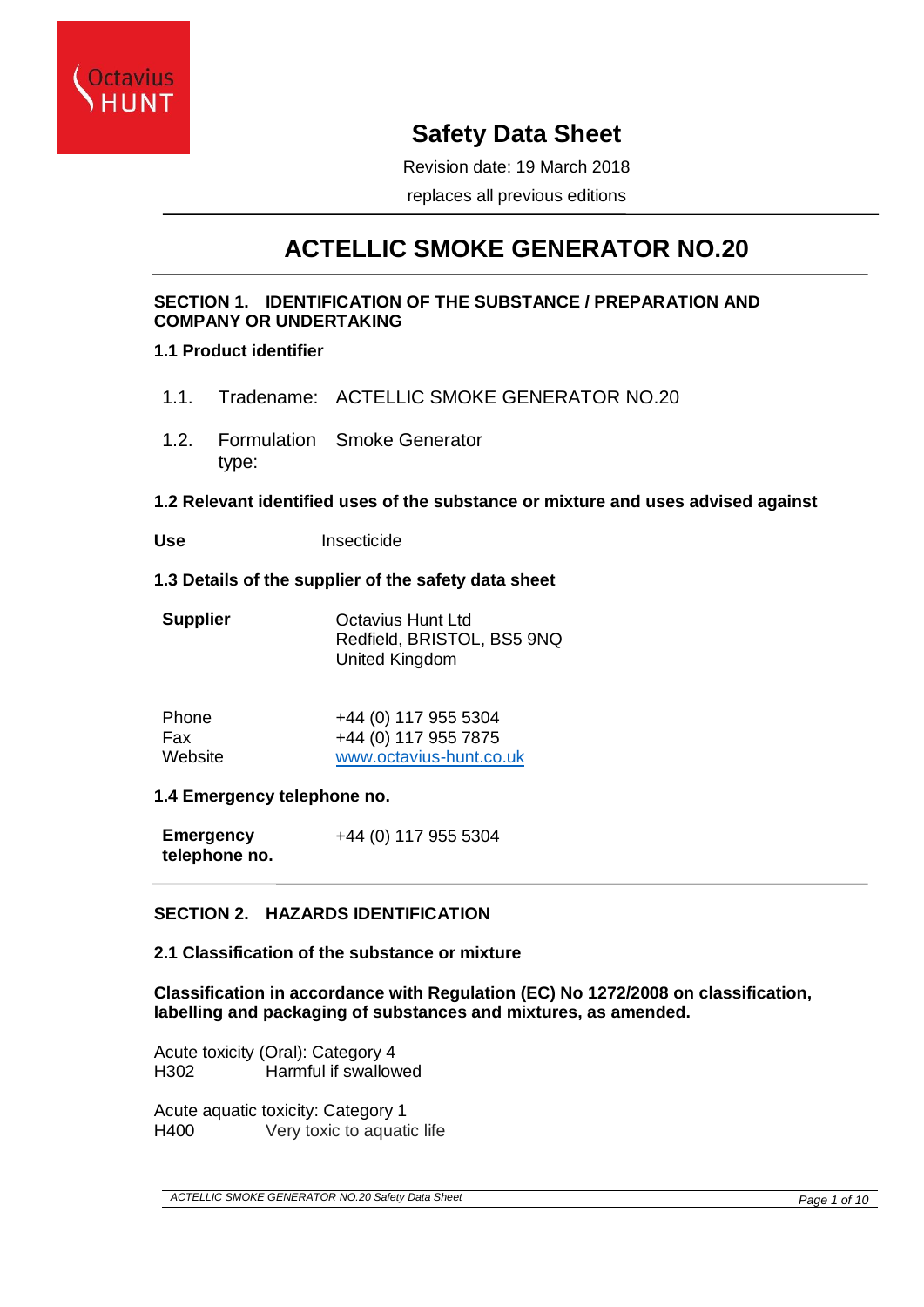# Safety Data Sheet

Revision date: 19 March 2018

replaces all previous editions

# ACTELLIC SMOKE GENERATOR NO.20

## SECTION 1. IDENTIFICATION OF THE SUBSTANCE / PREPARATION AND COMPANY OR UNDERTAKING

### 1.1 Product identifier

| | | |
|---|---|---|
| 1.1. | Tradename: | ACTELLIC SMOKE GENERATOR NO.20 |
| 1.2. | Formulation type: | Smoke Generator |

### 1.2 Relevant identified uses of the substance or mixture and uses advised against

**Use** Insecticide

### 1.3 Details of the supplier of the safety data sheet

**Supplier**

Octavius Hunt Ltd
Redfield, BRISTOL, BS5 9NQ
United Kingdom

| | |
|---|---|
| Phone | +44 (0) 117 955 5304 |
| Fax | +44 (0) 117 955 7875 |
| Website | www.octavius-hunt.co.uk |

### 1.4 Emergency telephone no.

**Emergency telephone no.** +44 (0) 117 955 5304

## SECTION 2. HAZARDS IDENTIFICATION

### 2.1 Classification of the substance or mixture

**Classification in accordance with Regulation (EC) No 1272/2008 on classification, labelling and packaging of substances and mixtures, as amended.**

Acute toxicity (Oral): Category 4
H302 Harmful if swallowed

Acute aquatic toxicity: Category 1
H400 Very toxic to aquatic life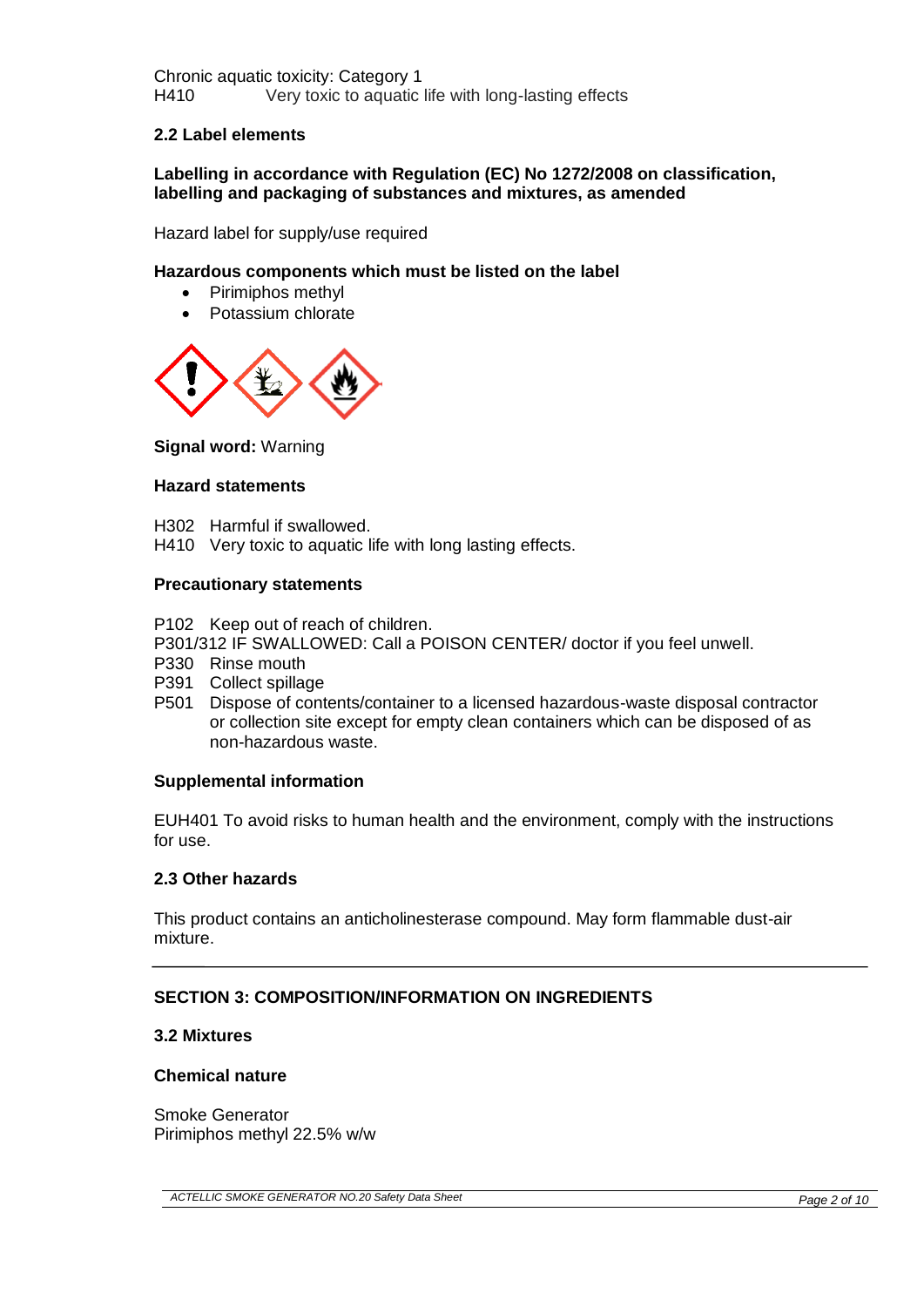Chronic aquatic toxicity: Category 1
H410 Very toxic to aquatic life with long-lasting effects

### 2.2 Label elements

**Labelling in accordance with Regulation (EC) No 1272/2008 on classification, labelling and packaging of substances and mixtures, as amended**

Hazard label for supply/use required

**Hazardous components which must be listed on the label**

- Pirimiphos methyl
- Potassium chlorate

**Signal word:** Warning

**Hazard statements**

H302 Harmful if swallowed.
H410 Very toxic to aquatic life with long lasting effects.

**Precautionary statements**

P102 Keep out of reach of children.
P301/312 IF SWALLOWED: Call a POISON CENTER/ doctor if you feel unwell.
P330 Rinse mouth
P391 Collect spillage
P501 Dispose of contents/container to a licensed hazardous-waste disposal contractor or collection site except for empty clean containers which can be disposed of as non-hazardous waste.

**Supplemental information**

EUH401 To avoid risks to human health and the environment, comply with the instructions for use.

### 2.3 Other hazards

This product contains an anticholinesterase compound. May form flammable dust-air mixture.

---

## SECTION 3: COMPOSITION/INFORMATION ON INGREDIENTS

### 3.2 Mixtures

**Chemical nature**

Smoke Generator
Pirimiphos methyl 22.5% w/w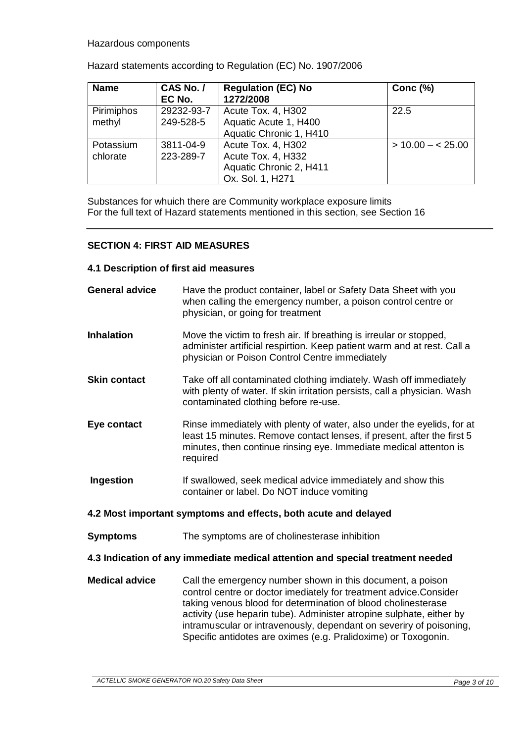Hazardous components

Hazard statements according to Regulation (EC) No. 1907/2006

| Name | CAS No. / EC No. | Regulation (EC) No 1272/2008 | Conc (%) |
|---|---|---|---|
| Pirimiphos methyl | 29232-93-7 249-528-5 | Acute Tox. 4, H302 Aquatic Acute 1, H400 Aquatic Chronic 1, H410 | 22.5 |
| Potassium chlorate | 3811-04-9 223-289-7 | Acute Tox. 4, H302 Acute Tox. 4, H332 Aquatic Chronic 2, H411 Ox. Sol. 1, H271 | > 10.00 – < 25.00 |

Substances for whuich there are Community workplace exposure limits
For the full text of Hazard statements mentioned in this section, see Section 16

## SECTION 4: FIRST AID MEASURES

### 4.1 Description of first aid measures

**General advice** Have the product container, label or Safety Data Sheet with you when calling the emergency number, a poison control centre or physician, or going for treatment

**Inhalation** Move the victim to fresh air. If breathing is irreular or stopped, administer artificial respirtion. Keep patient warm and at rest. Call a physician or Poison Control Centre immediately

**Skin contact** Take off all contaminated clothing imdiately. Wash off immediately with plenty of water. If skin irritation persists, call a physician. Wash contaminated clothing before re-use.

**Eye contact** Rinse immediately with plenty of water, also under the eyelids, for at least 15 minutes. Remove contact lenses, if present, after the first 5 minutes, then continue rinsing eye. Immediate medical attenton is required

**Ingestion** If swallowed, seek medical advice immediately and show this container or label. Do NOT induce vomiting

### 4.2 Most important symptoms and effects, both acute and delayed

**Symptoms** The symptoms are of cholinesterase inhibition

### 4.3 Indication of any immediate medical attention and special treatment needed

**Medical advice** Call the emergency number shown in this document, a poison control centre or doctor imediately for treatment advice.Consider taking venous blood for determination of blood cholinesterase activity (use heparin tube). Administer atropine sulphate, either by intramuscular or intravenously, dependant on severiry of poisoning, Specific antidotes are oximes (e.g. Pralidoxime) or Toxogonin.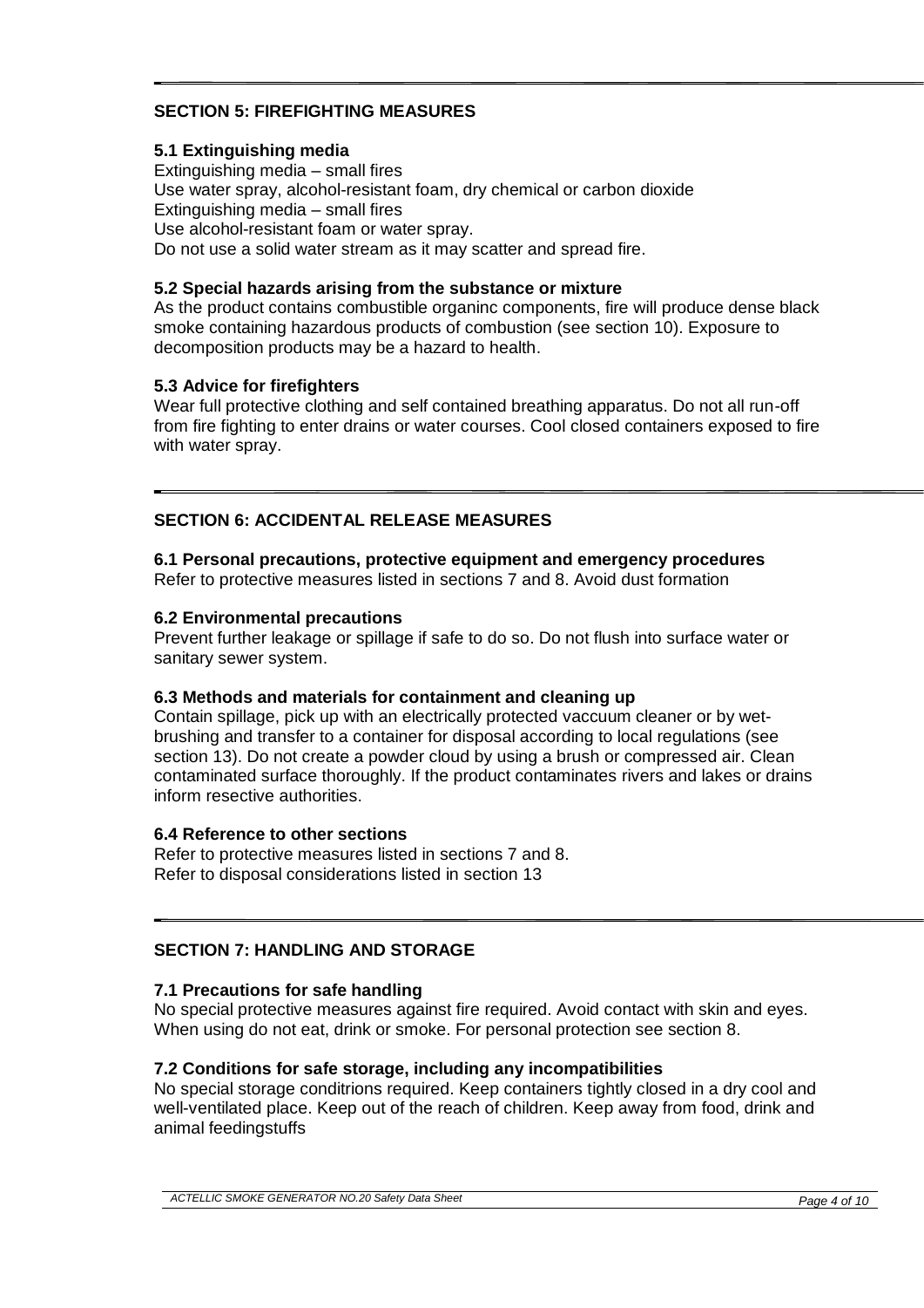## SECTION 5: FIREFIGHTING MEASURES

### 5.1 Extinguishing media

Extinguishing media – small fires
Use water spray, alcohol-resistant foam, dry chemical or carbon dioxide
Extinguishing media – small fires
Use alcohol-resistant foam or water spray.
Do not use a solid water stream as it may scatter and spread fire.

### 5.2 Special hazards arising from the substance or mixture

As the product contains combustible organinc components, fire will produce dense black smoke containing hazardous products of combustion (see section 10). Exposure to decomposition products may be a hazard to health.

### 5.3 Advice for firefighters

Wear full protective clothing and self contained breathing apparatus. Do not all run-off from fire fighting to enter drains or water courses. Cool closed containers exposed to fire with water spray.

## SECTION 6: ACCIDENTAL RELEASE MEASURES

### 6.1 Personal precautions, protective equipment and emergency procedures

Refer to protective measures listed in sections 7 and 8. Avoid dust formation

### 6.2 Environmental precautions

Prevent further leakage or spillage if safe to do so. Do not flush into surface water or sanitary sewer system.

### 6.3 Methods and materials for containment and cleaning up

Contain spillage, pick up with an electrically protected vaccuum cleaner or by wet-brushing and transfer to a container for disposal according to local regulations (see section 13). Do not create a powder cloud by using a brush or compressed air. Clean contaminated surface thoroughly. If the product contaminates rivers and lakes or drains inform resective authorities.

### 6.4 Reference to other sections

Refer to protective measures listed in sections 7 and 8.
Refer to disposal considerations listed in section 13

## SECTION 7: HANDLING AND STORAGE

### 7.1 Precautions for safe handling

No special protective measures against fire required. Avoid contact with skin and eyes. When using do not eat, drink or smoke. For personal protection see section 8.

### 7.2 Conditions for safe storage, including any incompatibilities

No special storage conditrions required. Keep containers tightly closed in a dry cool and well-ventilated place. Keep out of the reach of children. Keep away from food, drink and animal feedingstuffs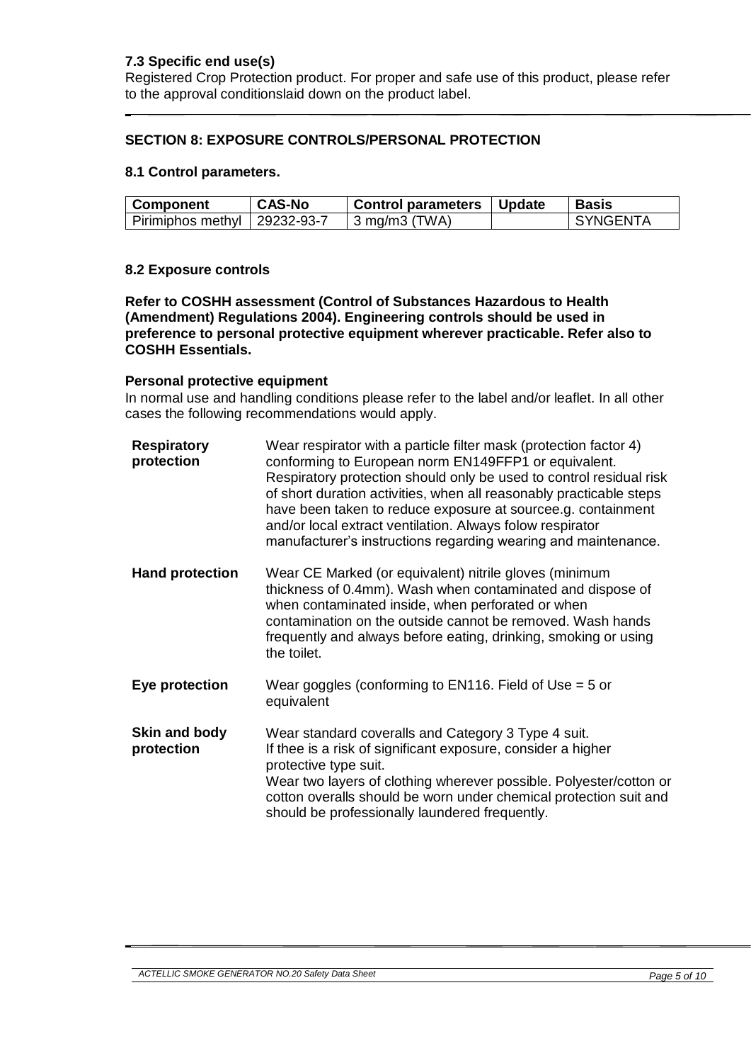### 7.3 Specific end use(s)

Registered Crop Protection product. For proper and safe use of this product, please refer to the approval conditionslaid down on the product label.

## SECTION 8: EXPOSURE CONTROLS/PERSONAL PROTECTION

### 8.1 Control parameters.

| Component | CAS-No | Control parameters | Update | Basis |
|---|---|---|---|---|
| Pirimiphos methyl | 29232-93-7 | 3 mg/m3 (TWA) | | SYNGENTA |

### 8.2 Exposure controls

**Refer to COSHH assessment (Control of Substances Hazardous to Health (Amendment) Regulations 2004). Engineering controls should be used in preference to personal protective equipment wherever practicable. Refer also to COSHH Essentials.**

**Personal protective equipment**

In normal use and handling conditions please refer to the label and/or leaflet. In all other cases the following recommendations would apply.

**Respiratory protection**
Wear respirator with a particle filter mask (protection factor 4) conforming to European norm EN149FFP1 or equivalent. Respiratory protection should only be used to control residual risk of short duration activities, when all reasonably practicable steps have been taken to reduce exposure at sourcee.g. containment and/or local extract ventilation. Always folow respirator manufacturer's instructions regarding wearing and maintenance.

**Hand protection**
Wear CE Marked (or equivalent) nitrile gloves (minimum thickness of 0.4mm). Wash when contaminated and dispose of when contaminated inside, when perforated or when contamination on the outside cannot be removed. Wash hands frequently and always before eating, drinking, smoking or using the toilet.

**Eye protection**
Wear goggles (conforming to EN116. Field of Use = 5 or equivalent

**Skin and body protection**
Wear standard coveralls and Category 3 Type 4 suit.
If thee is a risk of significant exposure, consider a higher protective type suit.
Wear two layers of clothing wherever possible. Polyester/cotton or cotton overalls should be worn under chemical protection suit and should be professionally laundered frequently.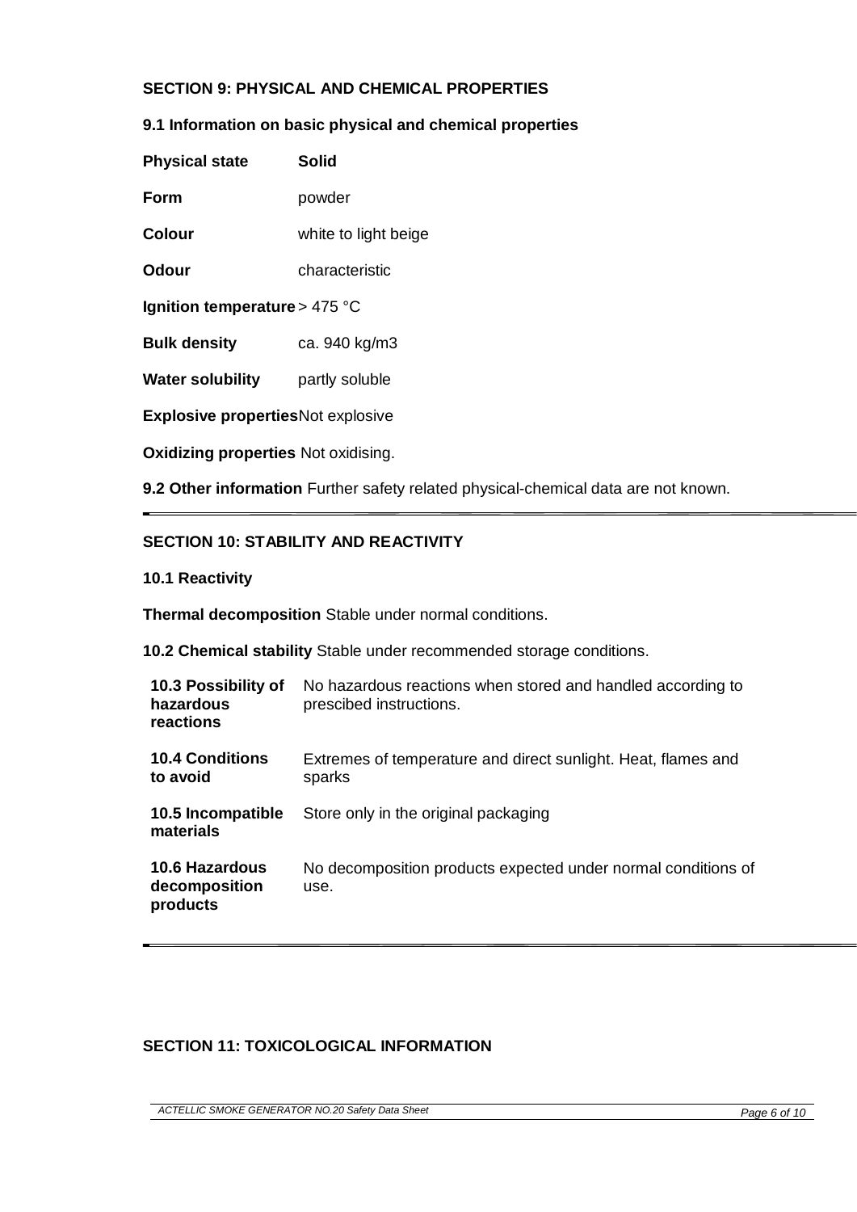## SECTION 9: PHYSICAL AND CHEMICAL PROPERTIES

### 9.1 Information on basic physical and chemical properties

**Physical state** **Solid**

**Form** powder

**Colour** white to light beige

**Odour** characteristic

**Ignition temperature** > 475 °C

**Bulk density** ca. 940 kg/m3

**Water solubility** partly soluble

**Explosive properties** Not explosive

**Oxidizing properties** Not oxidising.

**9.2 Other information** Further safety related physical-chemical data are not known.

---

## SECTION 10: STABILITY AND REACTIVITY

### 10.1 Reactivity

**Thermal decomposition** Stable under normal conditions.

**10.2 Chemical stability** Stable under recommended storage conditions.

| | |
|---|---|
| **10.3 Possibility of hazardous reactions** | No hazardous reactions when stored and handled according to prescibed instructions. |
| **10.4 Conditions to avoid** | Extremes of temperature and direct sunlight. Heat, flames and sparks |
| **10.5 Incompatible materials** | Store only in the original packaging |
| **10.6 Hazardous decomposition products** | No decomposition products expected under normal conditions of use. |

---

## SECTION 11: TOXICOLOGICAL INFORMATION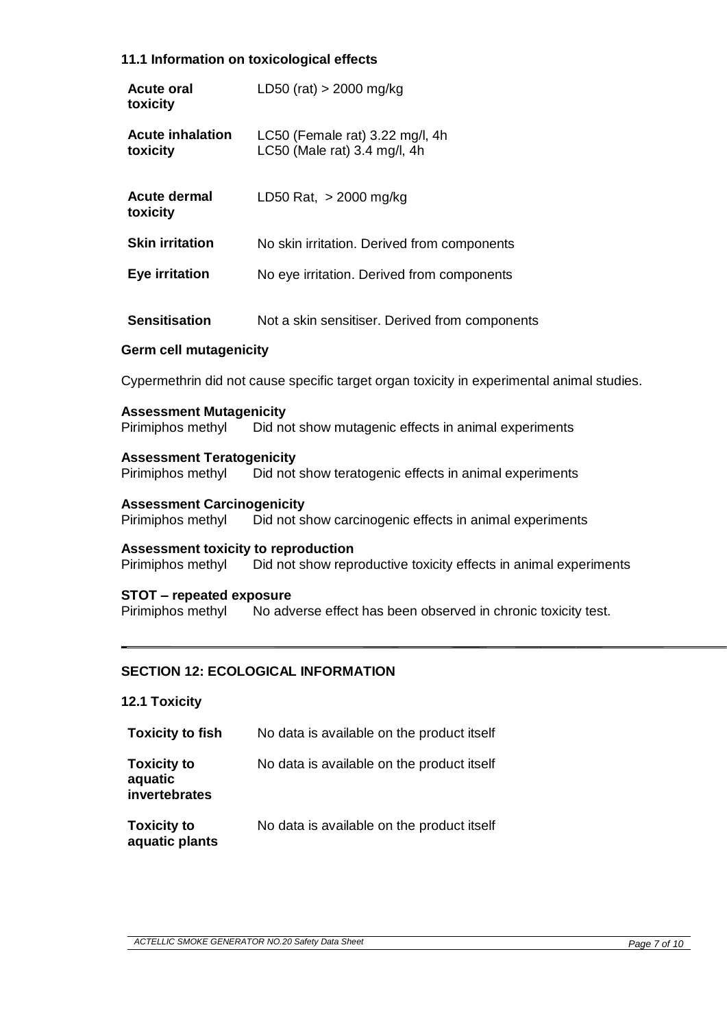### 11.1 Information on toxicological effects

| | |
|---|---|
| **Acute oral toxicity** | LD50 (rat) > 2000 mg/kg |
| **Acute inhalation toxicity** | LC50 (Female rat) 3.22 mg/l, 4h<br>LC50 (Male rat) 3.4 mg/l, 4h |
| **Acute dermal toxicity** | LD50 Rat, > 2000 mg/kg |
| **Skin irritation** | No skin irritation. Derived from components |
| **Eye irritation** | No eye irritation. Derived from components |
| **Sensitisation** | Not a skin sensitiser. Derived from components |

**Germ cell mutagenicity**

Cypermethrin did not cause specific target organ toxicity in experimental animal studies.

**Assessment Mutagenicity**
Pirimiphos methyl Did not show mutagenic effects in animal experiments

**Assessment Teratogenicity**
Pirimiphos methyl Did not show teratogenic effects in animal experiments

**Assessment Carcinogenicity**
Pirimiphos methyl Did not show carcinogenic effects in animal experiments

**Assessment toxicity to reproduction**
Pirimiphos methyl Did not show reproductive toxicity effects in animal experiments

**STOT – repeated exposure**
Pirimiphos methyl No adverse effect has been observed in chronic toxicity test.

---

## SECTION 12: ECOLOGICAL INFORMATION

### 12.1 Toxicity

| | |
|---|---|
| **Toxicity to fish** | No data is available on the product itself |
| **Toxicity to aquatic invertebrates** | No data is available on the product itself |
| **Toxicity to aquatic plants** | No data is available on the product itself |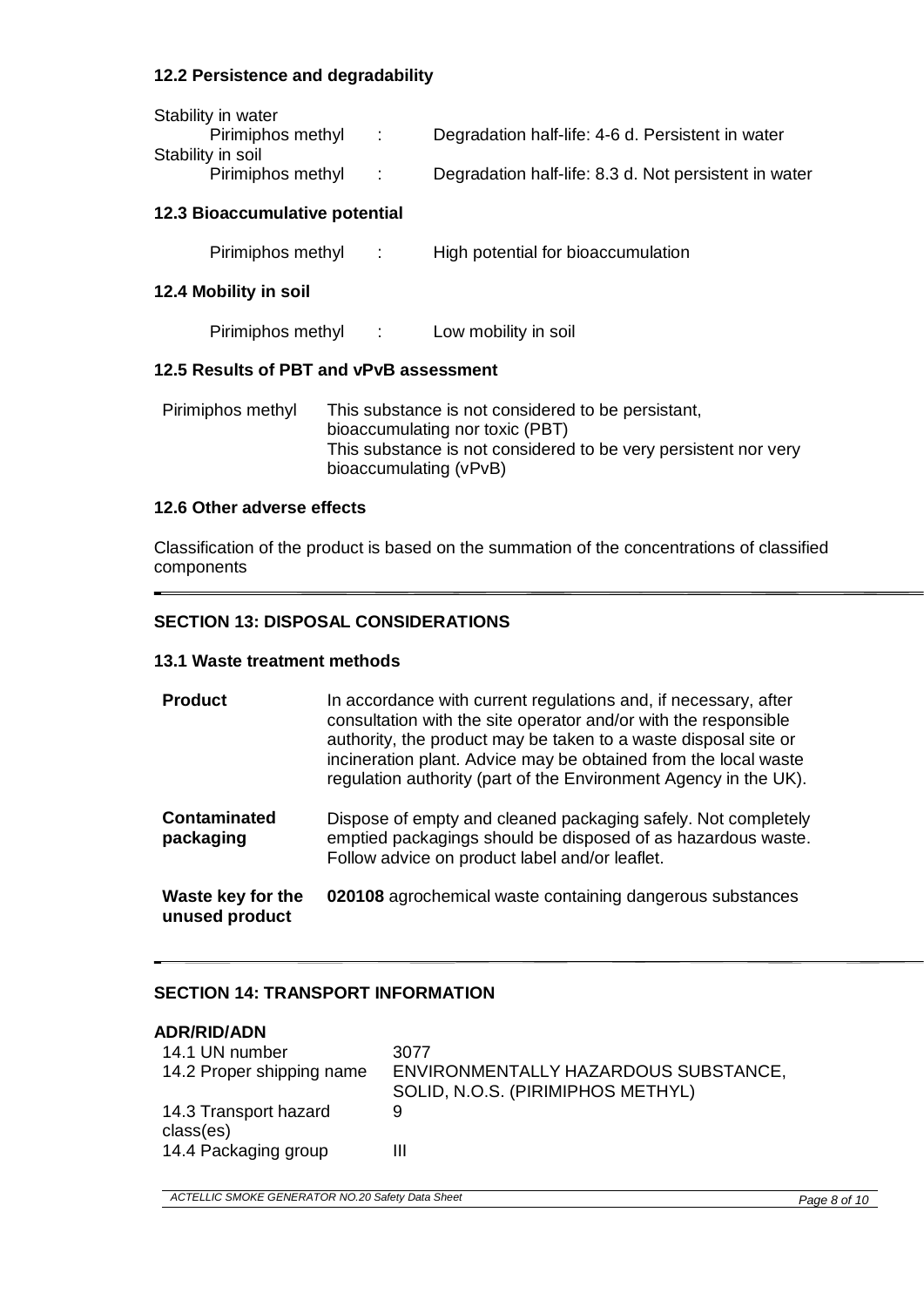### 12.2 Persistence and degradability

Stability in water

| | | |
|---|---|---|
| Pirimiphos methyl | : | Degradation half-life: 4-6 d. Persistent in water |

Stability in soil

| | | |
|---|---|---|
| Pirimiphos methyl | : | Degradation half-life: 8.3 d. Not persistent in water |

### 12.3 Bioaccumulative potential

| | | |
|---|---|---|
| Pirimiphos methyl | : | High potential for bioaccumulation |

### 12.4 Mobility in soil

| | | |
|---|---|---|
| Pirimiphos methyl | : | Low mobility in soil |

### 12.5 Results of PBT and vPvB assessment

| | |
|---|---|
| Pirimiphos methyl | This substance is not considered to be persistant, bioaccumulating nor toxic (PBT)<br>This substance is not considered to be very persistent nor very bioaccumulating (vPvB) |

### 12.6 Other adverse effects

Classification of the product is based on the summation of the concentrations of classified components

---

## SECTION 13: DISPOSAL CONSIDERATIONS

### 13.1 Waste treatment methods

| | |
|---|---|
| **Product** | In accordance with current regulations and, if necessary, after consultation with the site operator and/or with the responsible authority, the product may be taken to a waste disposal site or incineration plant. Advice may be obtained from the local waste regulation authority (part of the Environment Agency in the UK). |
| **Contaminated packaging** | Dispose of empty and cleaned packaging safely. Not completely emptied packagings should be disposed of as hazardous waste. Follow advice on product label and/or leaflet. |
| **Waste key for the unused product** | **020108** agrochemical waste containing dangerous substances |

---

## SECTION 14: TRANSPORT INFORMATION

**ADR/RID/ADN**

| | |
|---|---|
| 14.1 UN number | 3077 |
| 14.2 Proper shipping name | ENVIRONMENTALLY HAZARDOUS SUBSTANCE, SOLID, N.O.S. (PIRIMIPHOS METHYL) |
| 14.3 Transport hazard class(es) | 9 |
| 14.4 Packaging group | III |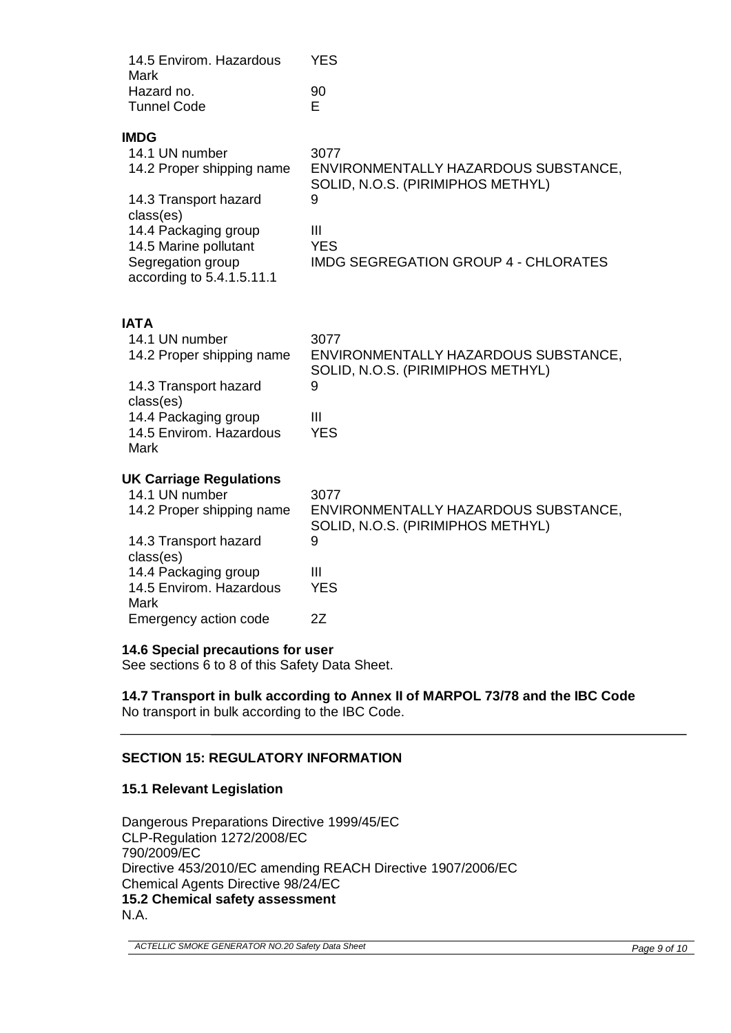| | |
|---|---|
| 14.5 Envirom. Hazardous Mark | YES |
| Hazard no. | 90 |
| Tunnel Code | E |

**IMDG**

| | |
|---|---|
| 14.1 UN number | 3077 |
| 14.2 Proper shipping name | ENVIRONMENTALLY HAZARDOUS SUBSTANCE, SOLID, N.O.S. (PIRIMIPHOS METHYL) |
| 14.3 Transport hazard class(es) | 9 |
| 14.4 Packaging group | III |
| 14.5 Marine pollutant | YES |
| Segregation group according to 5.4.1.5.11.1 | IMDG SEGREGATION GROUP 4 - CHLORATES |

**IATA**

| | |
|---|---|
| 14.1 UN number | 3077 |
| 14.2 Proper shipping name | ENVIRONMENTALLY HAZARDOUS SUBSTANCE, SOLID, N.O.S. (PIRIMIPHOS METHYL) |
| 14.3 Transport hazard class(es) | 9 |
| 14.4 Packaging group | III |
| 14.5 Envirom. Hazardous Mark | YES |

**UK Carriage Regulations**

| | |
|---|---|
| 14.1 UN number | 3077 |
| 14.2 Proper shipping name | ENVIRONMENTALLY HAZARDOUS SUBSTANCE, SOLID, N.O.S. (PIRIMIPHOS METHYL) |
| 14.3 Transport hazard class(es) | 9 |
| 14.4 Packaging group | III |
| 14.5 Envirom. Hazardous Mark | YES |
| Emergency action code | 2Z |

**14.6 Special precautions for user**

See sections 6 to 8 of this Safety Data Sheet.

**14.7 Transport in bulk according to Annex II of MARPOL 73/78 and the IBC Code**

No transport in bulk according to the IBC Code.

---

## SECTION 15: REGULATORY INFORMATION

### 15.1 Relevant Legislation

Dangerous Preparations Directive 1999/45/EC
CLP-Regulation 1272/2008/EC
790/2009/EC
Directive 453/2010/EC amending REACH Directive 1907/2006/EC
Chemical Agents Directive 98/24/EC

### 15.2 Chemical safety assessment

N.A.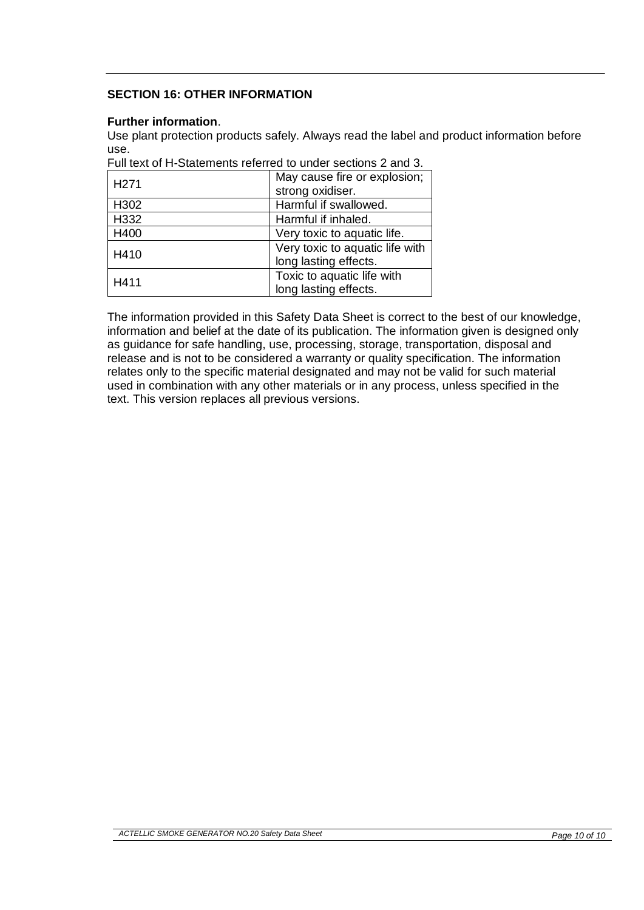## SECTION 16: OTHER INFORMATION

**Further information**.

Use plant protection products safely. Always read the label and product information before use.

Full text of H-Statements referred to under sections 2 and 3.

| | |
|---|---|
| H271 | May cause fire or explosion; strong oxidiser. |
| H302 | Harmful if swallowed. |
| H332 | Harmful if inhaled. |
| H400 | Very toxic to aquatic life. |
| H410 | Very toxic to aquatic life with long lasting effects. |
| H411 | Toxic to aquatic life with long lasting effects. |

The information provided in this Safety Data Sheet is correct to the best of our knowledge, information and belief at the date of its publication. The information given is designed only as guidance for safe handling, use, processing, storage, transportation, disposal and release and is not to be considered a warranty or quality specification. The information relates only to the specific material designated and may not be valid for such material used in combination with any other materials or in any process, unless specified in the text. This version replaces all previous versions.